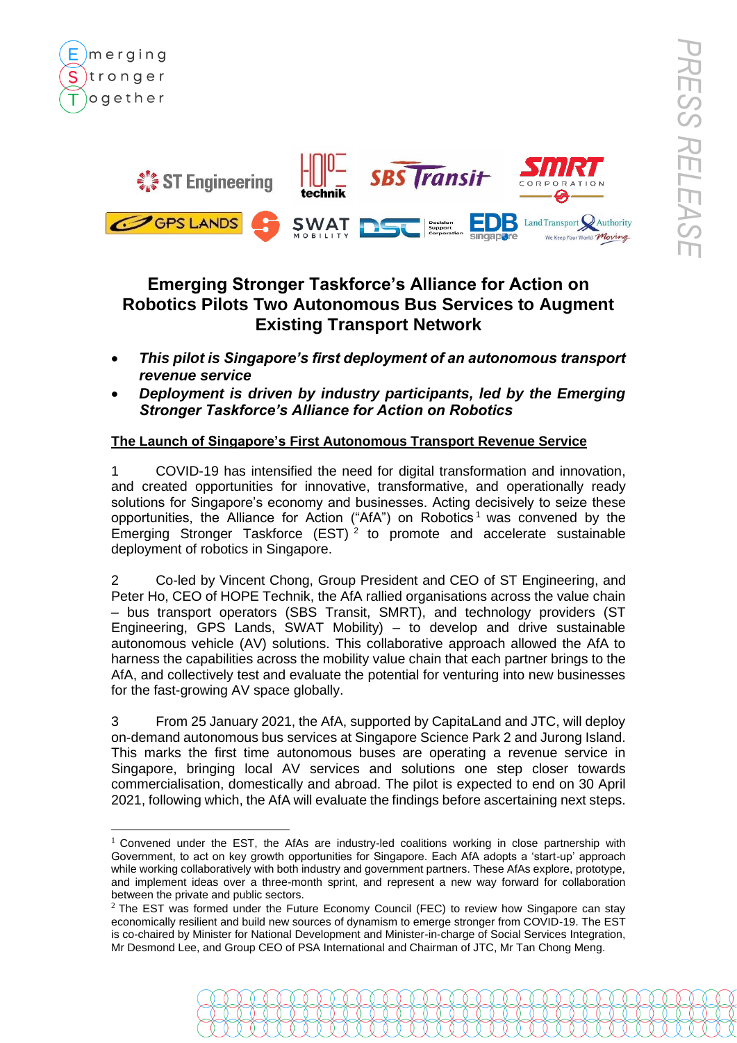# Emerging Stronger Taskforce's Alliance for Action on Robotics Pilots Two Autonomous Bus Services to Augment Existing Transport Network

- ***This pilot is Singapore's first deployment of an autonomous transport revenue service***
- ***Deployment is driven by industry participants, led by the Emerging Stronger Taskforce's Alliance for Action on Robotics***

## The Launch of Singapore's First Autonomous Transport Revenue Service

1 COVID-19 has intensified the need for digital transformation and innovation, and created opportunities for innovative, transformative, and operationally ready solutions for Singapore's economy and businesses. Acting decisively to seize these opportunities, the Alliance for Action ("AfA") on Robotics[1] was convened by the Emerging Stronger Taskforce (EST)[2] to promote and accelerate sustainable deployment of robotics in Singapore.

2 Co-led by Vincent Chong, Group President and CEO of ST Engineering, and Peter Ho, CEO of HOPE Technik, the AfA rallied organisations across the value chain – bus transport operators (SBS Transit, SMRT), and technology providers (ST Engineering, GPS Lands, SWAT Mobility) – to develop and drive sustainable autonomous vehicle (AV) solutions. This collaborative approach allowed the AfA to harness the capabilities across the mobility value chain that each partner brings to the AfA, and collectively test and evaluate the potential for venturing into new businesses for the fast-growing AV space globally.

3 From 25 January 2021, the AfA, supported by CapitaLand and JTC, will deploy on-demand autonomous bus services at Singapore Science Park 2 and Jurong Island. This marks the first time autonomous buses are operating a revenue service in Singapore, bringing local AV services and solutions one step closer towards commercialisation, domestically and abroad. The pilot is expected to end on 30 April 2021, following which, the AfA will evaluate the findings before ascertaining next steps.

---

[1] Convened under the EST, the AfAs are industry-led coalitions working in close partnership with Government, to act on key growth opportunities for Singapore. Each AfA adopts a 'start-up' approach while working collaboratively with both industry and government partners. These AfAs explore, prototype, and implement ideas over a three-month sprint, and represent a new way forward for collaboration between the private and public sectors.

[2] The EST was formed under the Future Economy Council (FEC) to review how Singapore can stay economically resilient and build new sources of dynamism to emerge stronger from COVID-19. The EST is co-chaired by Minister for National Development and Minister-in-charge of Social Services Integration, Mr Desmond Lee, and Group CEO of PSA International and Chairman of JTC, Mr Tan Chong Meng.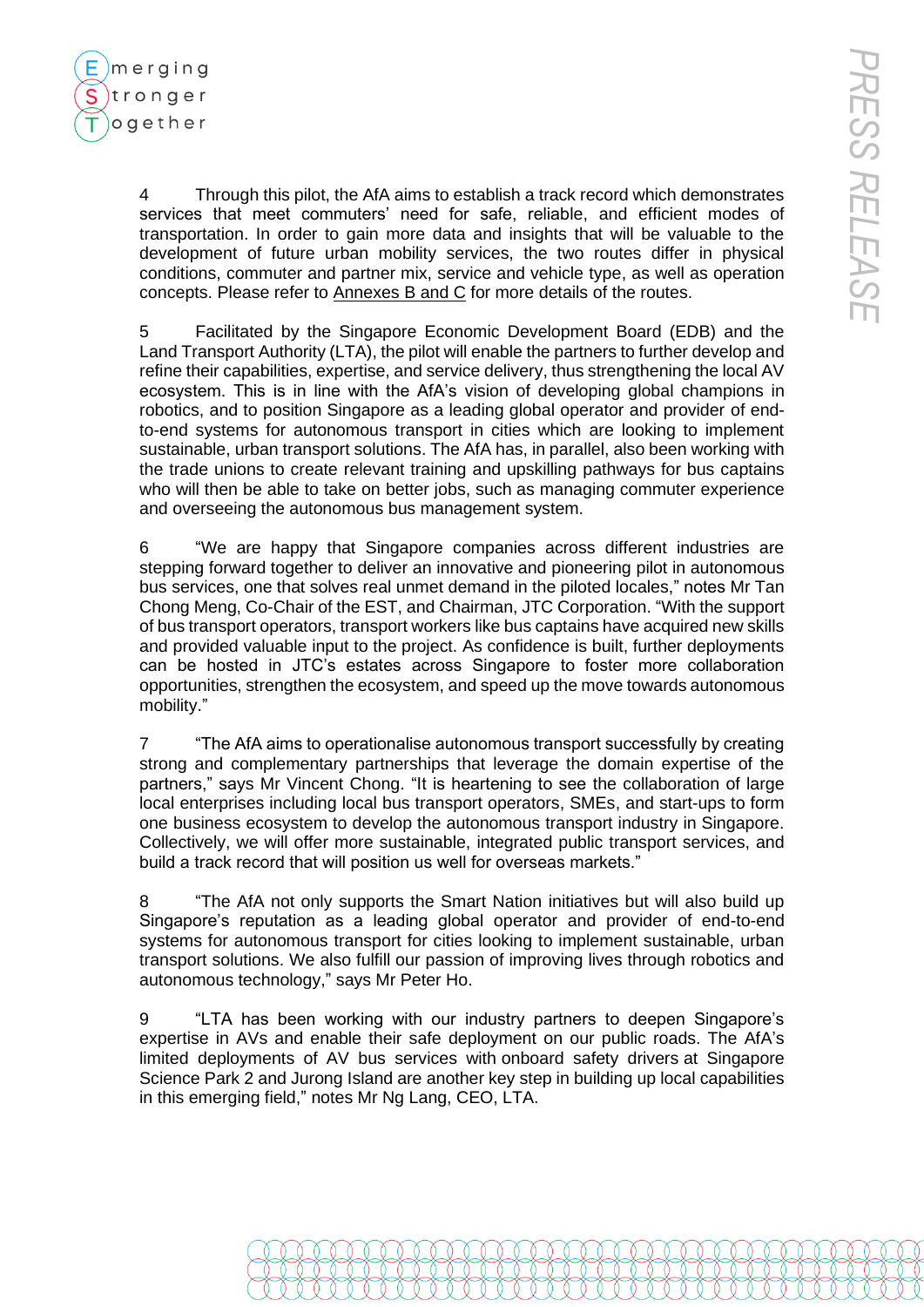4 Through this pilot, the AfA aims to establish a track record which demonstrates services that meet commuters' need for safe, reliable, and efficient modes of transportation. In order to gain more data and insights that will be valuable to the development of future urban mobility services, the two routes differ in physical conditions, commuter and partner mix, service and vehicle type, as well as operation concepts. Please refer to Annexes B and C for more details of the routes.

5 Facilitated by the Singapore Economic Development Board (EDB) and the Land Transport Authority (LTA), the pilot will enable the partners to further develop and refine their capabilities, expertise, and service delivery, thus strengthening the local AV ecosystem. This is in line with the AfA's vision of developing global champions in robotics, and to position Singapore as a leading global operator and provider of end-to-end systems for autonomous transport in cities which are looking to implement sustainable, urban transport solutions. The AfA has, in parallel, also been working with the trade unions to create relevant training and upskilling pathways for bus captains who will then be able to take on better jobs, such as managing commuter experience and overseeing the autonomous bus management system.

6 "We are happy that Singapore companies across different industries are stepping forward together to deliver an innovative and pioneering pilot in autonomous bus services, one that solves real unmet demand in the piloted locales," notes Mr Tan Chong Meng, Co-Chair of the EST, and Chairman, JTC Corporation. "With the support of bus transport operators, transport workers like bus captains have acquired new skills and provided valuable input to the project. As confidence is built, further deployments can be hosted in JTC's estates across Singapore to foster more collaboration opportunities, strengthen the ecosystem, and speed up the move towards autonomous mobility."

7 "The AfA aims to operationalise autonomous transport successfully by creating strong and complementary partnerships that leverage the domain expertise of the partners," says Mr Vincent Chong. "It is heartening to see the collaboration of large local enterprises including local bus transport operators, SMEs, and start-ups to form one business ecosystem to develop the autonomous transport industry in Singapore. Collectively, we will offer more sustainable, integrated public transport services, and build a track record that will position us well for overseas markets."

8 "The AfA not only supports the Smart Nation initiatives but will also build up Singapore's reputation as a leading global operator and provider of end-to-end systems for autonomous transport for cities looking to implement sustainable, urban transport solutions. We also fulfill our passion of improving lives through robotics and autonomous technology," says Mr Peter Ho.

9 "LTA has been working with our industry partners to deepen Singapore's expertise in AVs and enable their safe deployment on our public roads. The AfA's limited deployments of AV bus services with onboard safety drivers at Singapore Science Park 2 and Jurong Island are another key step in building up local capabilities in this emerging field," notes Mr Ng Lang, CEO, LTA.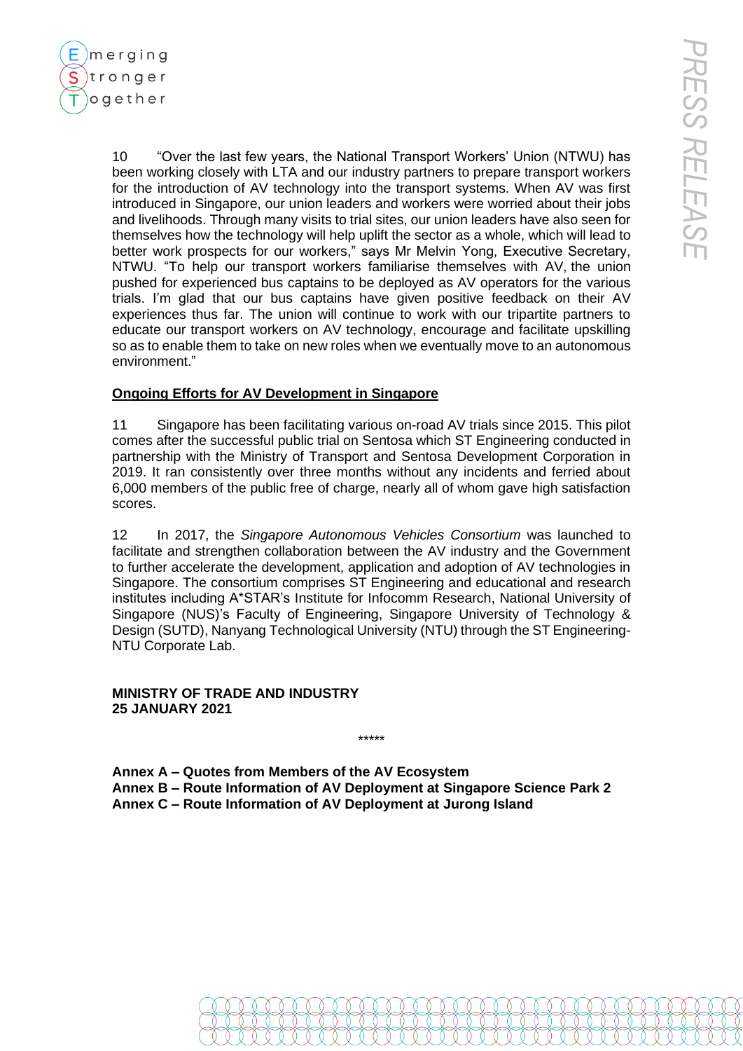10 "Over the last few years, the National Transport Workers' Union (NTWU) has been working closely with LTA and our industry partners to prepare transport workers for the introduction of AV technology into the transport systems. When AV was first introduced in Singapore, our union leaders and workers were worried about their jobs and livelihoods. Through many visits to trial sites, our union leaders have also seen for themselves how the technology will help uplift the sector as a whole, which will lead to better work prospects for our workers," says Mr Melvin Yong, Executive Secretary, NTWU. "To help our transport workers familiarise themselves with AV, the union pushed for experienced bus captains to be deployed as AV operators for the various trials. I'm glad that our bus captains have given positive feedback on their AV experiences thus far. The union will continue to work with our tripartite partners to educate our transport workers on AV technology, encourage and facilitate upskilling so as to enable them to take on new roles when we eventually move to an autonomous environment."

**Ongoing Efforts for AV Development in Singapore**

11 Singapore has been facilitating various on-road AV trials since 2015. This pilot comes after the successful public trial on Sentosa which ST Engineering conducted in partnership with the Ministry of Transport and Sentosa Development Corporation in 2019. It ran consistently over three months without any incidents and ferried about 6,000 members of the public free of charge, nearly all of whom gave high satisfaction scores.

12 In 2017, the *Singapore Autonomous Vehicles Consortium* was launched to facilitate and strengthen collaboration between the AV industry and the Government to further accelerate the development, application and adoption of AV technologies in Singapore. The consortium comprises ST Engineering and educational and research institutes including A*STAR's Institute for Infocomm Research, National University of Singapore (NUS)'s Faculty of Engineering, Singapore University of Technology & Design (SUTD), Nanyang Technological University (NTU) through the ST Engineering-NTU Corporate Lab.

**MINISTRY OF TRADE AND INDUSTRY**
**25 JANUARY 2021**

*****

**Annex A – Quotes from Members of the AV Ecosystem**
**Annex B – Route Information of AV Deployment at Singapore Science Park 2**
**Annex C – Route Information of AV Deployment at Jurong Island**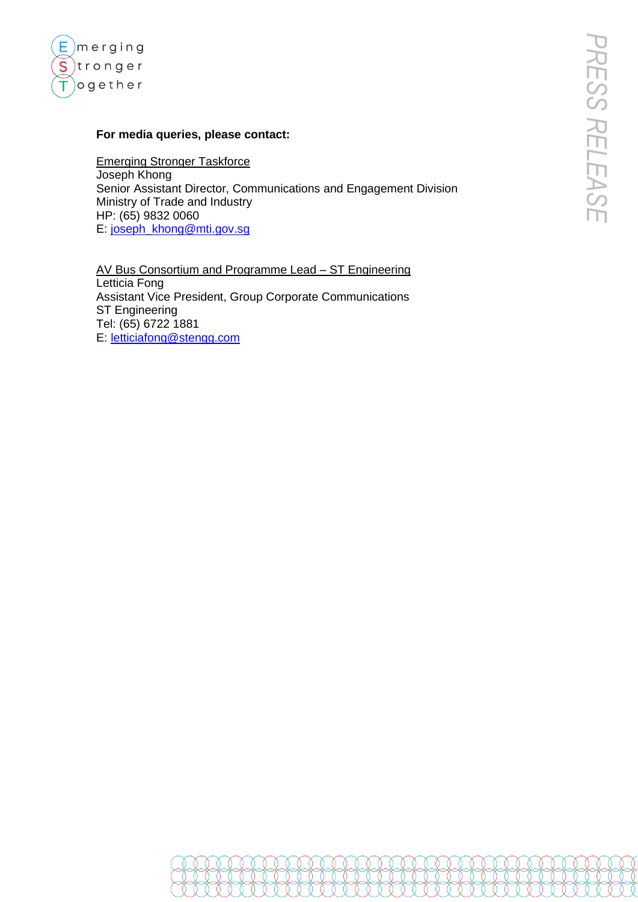**For media queries, please contact:**

Emerging Stronger Taskforce
Joseph Khong
Senior Assistant Director, Communications and Engagement Division
Ministry of Trade and Industry
HP: (65) 9832 0060
E: joseph_khong@mti.gov.sg

AV Bus Consortium and Programme Lead – ST Engineering
Letticia Fong
Assistant Vice President, Group Corporate Communications
ST Engineering
Tel: (65) 6722 1881
E: letticiafong@stengg.com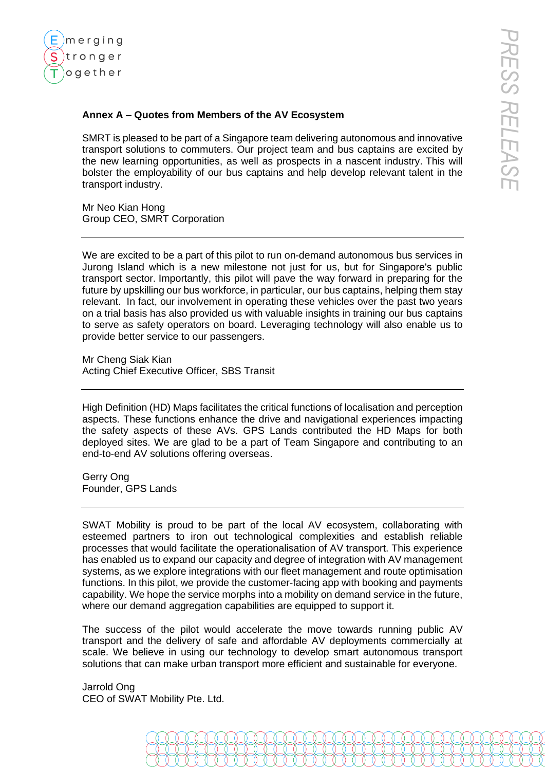**Annex A – Quotes from Members of the AV Ecosystem**

SMRT is pleased to be part of a Singapore team delivering autonomous and innovative transport solutions to commuters. Our project team and bus captains are excited by the new learning opportunities, as well as prospects in a nascent industry. This will bolster the employability of our bus captains and help develop relevant talent in the transport industry.

Mr Neo Kian Hong
Group CEO, SMRT Corporation

---

We are excited to be a part of this pilot to run on-demand autonomous bus services in Jurong Island which is a new milestone not just for us, but for Singapore's public transport sector. Importantly, this pilot will pave the way forward in preparing for the future by upskilling our bus workforce, in particular, our bus captains, helping them stay relevant. In fact, our involvement in operating these vehicles over the past two years on a trial basis has also provided us with valuable insights in training our bus captains to serve as safety operators on board. Leveraging technology will also enable us to provide better service to our passengers.

Mr Cheng Siak Kian
Acting Chief Executive Officer, SBS Transit

---

High Definition (HD) Maps facilitates the critical functions of localisation and perception aspects. These functions enhance the drive and navigational experiences impacting the safety aspects of these AVs. GPS Lands contributed the HD Maps for both deployed sites. We are glad to be a part of Team Singapore and contributing to an end-to-end AV solutions offering overseas.

Gerry Ong
Founder, GPS Lands

---

SWAT Mobility is proud to be part of the local AV ecosystem, collaborating with esteemed partners to iron out technological complexities and establish reliable processes that would facilitate the operationalisation of AV transport. This experience has enabled us to expand our capacity and degree of integration with AV management systems, as we explore integrations with our fleet management and route optimisation functions. In this pilot, we provide the customer-facing app with booking and payments capability. We hope the service morphs into a mobility on demand service in the future, where our demand aggregation capabilities are equipped to support it.

The success of the pilot would accelerate the move towards running public AV transport and the delivery of safe and affordable AV deployments commercially at scale. We believe in using our technology to develop smart autonomous transport solutions that can make urban transport more efficient and sustainable for everyone.

Jarrold Ong
CEO of SWAT Mobility Pte. Ltd.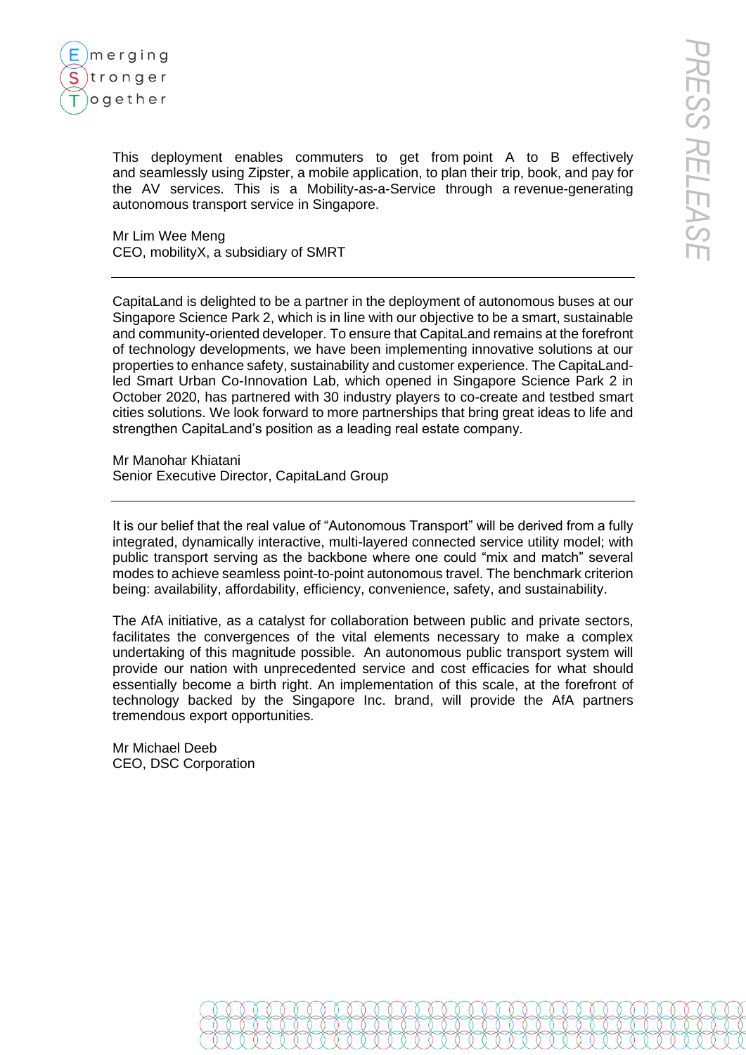This deployment enables commuters to get from point A to B effectively and seamlessly using Zipster, a mobile application, to plan their trip, book, and pay for the AV services. This is a Mobility-as-a-Service through a revenue-generating autonomous transport service in Singapore.

Mr Lim Wee Meng
CEO, mobilityX, a subsidiary of SMRT

---

CapitaLand is delighted to be a partner in the deployment of autonomous buses at our Singapore Science Park 2, which is in line with our objective to be a smart, sustainable and community-oriented developer. To ensure that CapitaLand remains at the forefront of technology developments, we have been implementing innovative solutions at our properties to enhance safety, sustainability and customer experience. The CapitaLand-led Smart Urban Co-Innovation Lab, which opened in Singapore Science Park 2 in October 2020, has partnered with 30 industry players to co-create and testbed smart cities solutions. We look forward to more partnerships that bring great ideas to life and strengthen CapitaLand's position as a leading real estate company.

Mr Manohar Khiatani
Senior Executive Director, CapitaLand Group

---

It is our belief that the real value of "Autonomous Transport" will be derived from a fully integrated, dynamically interactive, multi-layered connected service utility model; with public transport serving as the backbone where one could "mix and match" several modes to achieve seamless point-to-point autonomous travel. The benchmark criterion being: availability, affordability, efficiency, convenience, safety, and sustainability.

The AfA initiative, as a catalyst for collaboration between public and private sectors, facilitates the convergences of the vital elements necessary to make a complex undertaking of this magnitude possible. An autonomous public transport system will provide our nation with unprecedented service and cost efficacies for what should essentially become a birth right. An implementation of this scale, at the forefront of technology backed by the Singapore Inc. brand, will provide the AfA partners tremendous export opportunities.

Mr Michael Deeb
CEO, DSC Corporation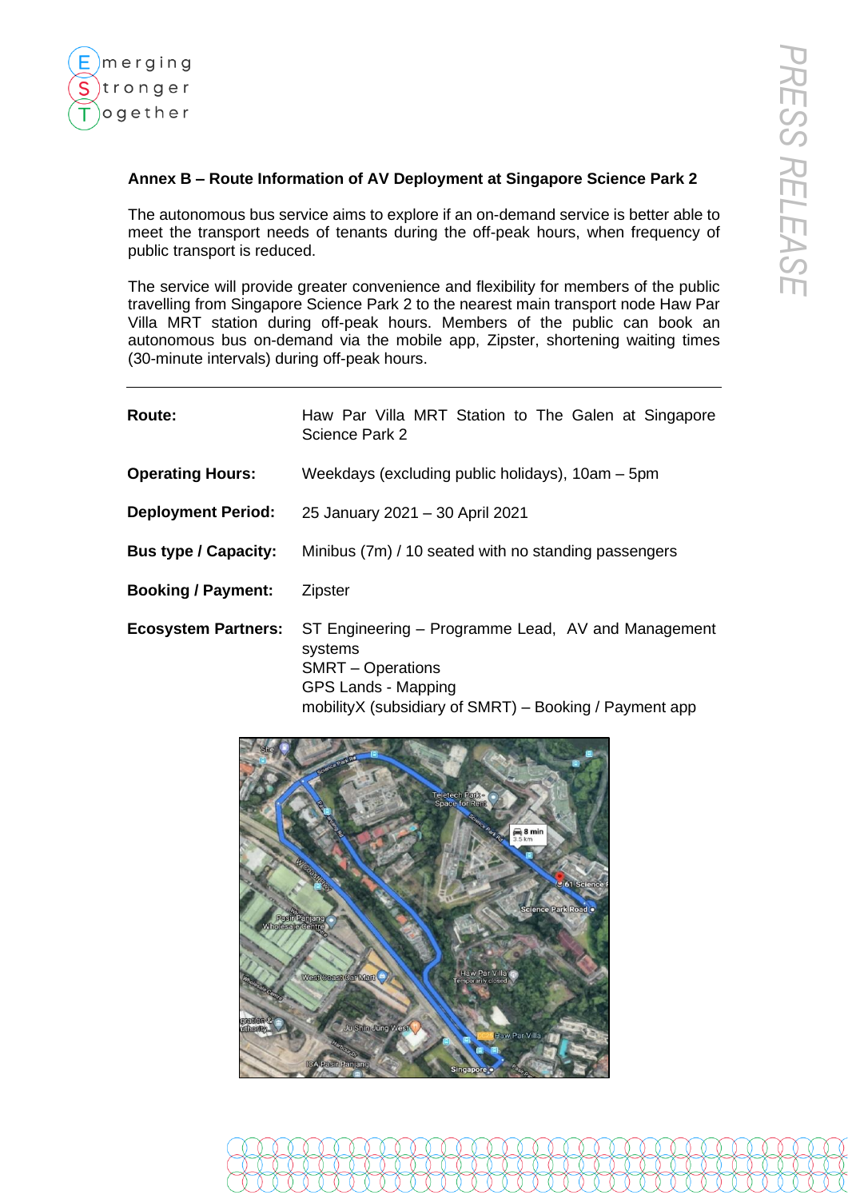## Annex B – Route Information of AV Deployment at Singapore Science Park 2

The autonomous bus service aims to explore if an on-demand service is better able to meet the transport needs of tenants during the off-peak hours, when frequency of public transport is reduced.

The service will provide greater convenience and flexibility for members of the public travelling from Singapore Science Park 2 to the nearest main transport node Haw Par Villa MRT station during off-peak hours. Members of the public can book an autonomous bus on-demand via the mobile app, Zipster, shortening waiting times (30-minute intervals) during off-peak hours.

---

| | |
|---|---|
| **Route:** | Haw Par Villa MRT Station to The Galen at Singapore Science Park 2 |
| **Operating Hours:** | Weekdays (excluding public holidays), 10am – 5pm |
| **Deployment Period:** | 25 January 2021 – 30 April 2021 |
| **Bus type / Capacity:** | Minibus (7m) / 10 seated with no standing passengers |
| **Booking / Payment:** | Zipster |
| **Ecosystem Partners:** | ST Engineering – Programme Lead, AV and Management systems<br>SMRT – Operations<br>GPS Lands - Mapping<br>mobilityX (subsidiary of SMRT) – Booking / Payment app |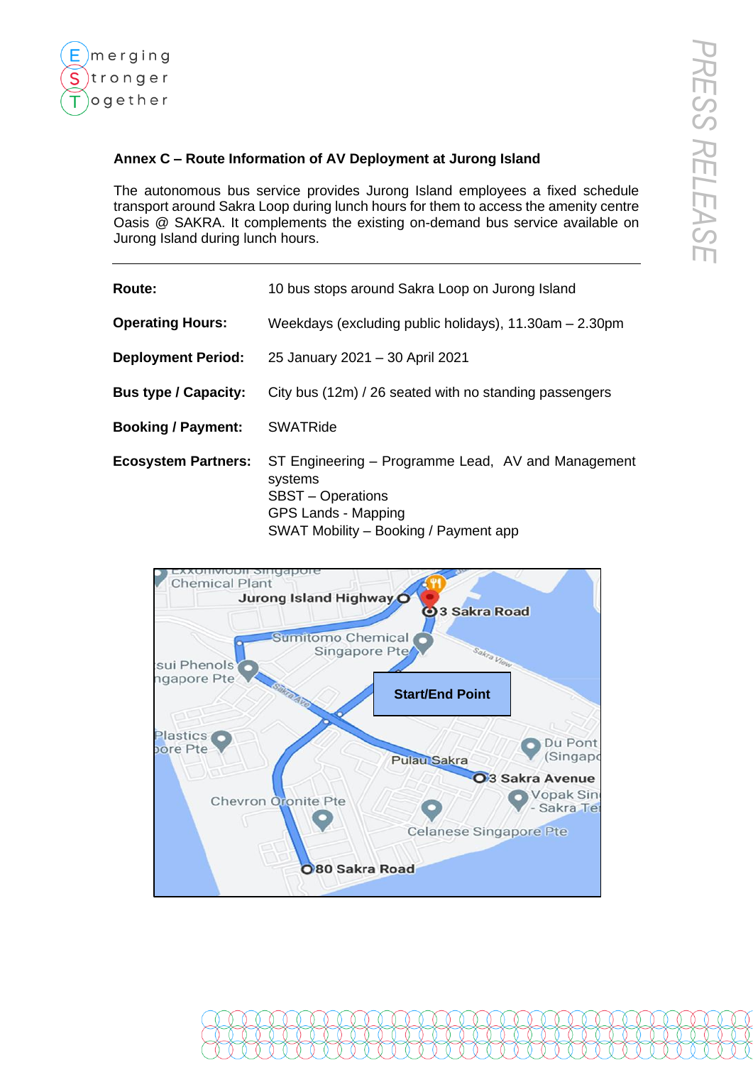## Annex C – Route Information of AV Deployment at Jurong Island

The autonomous bus service provides Jurong Island employees a fixed schedule transport around Sakra Loop during lunch hours for them to access the amenity centre Oasis @ SAKRA. It complements the existing on-demand bus service available on Jurong Island during lunch hours.

| | |
|---|---|
| **Route:** | 10 bus stops around Sakra Loop on Jurong Island |
| **Operating Hours:** | Weekdays (excluding public holidays), 11.30am – 2.30pm |
| **Deployment Period:** | 25 January 2021 – 30 April 2021 |
| **Bus type / Capacity:** | City bus (12m) / 26 seated with no standing passengers |
| **Booking / Payment:** | SWATRide |
| **Ecosystem Partners:** | ST Engineering – Programme Lead, AV and Management systems<br>SBST – Operations<br>GPS Lands - Mapping<br>SWAT Mobility – Booking / Payment app |

Jurong Island Highway
3 Sakra Road
Start/End Point
3 Sakra Avenue
80 Sakra Road